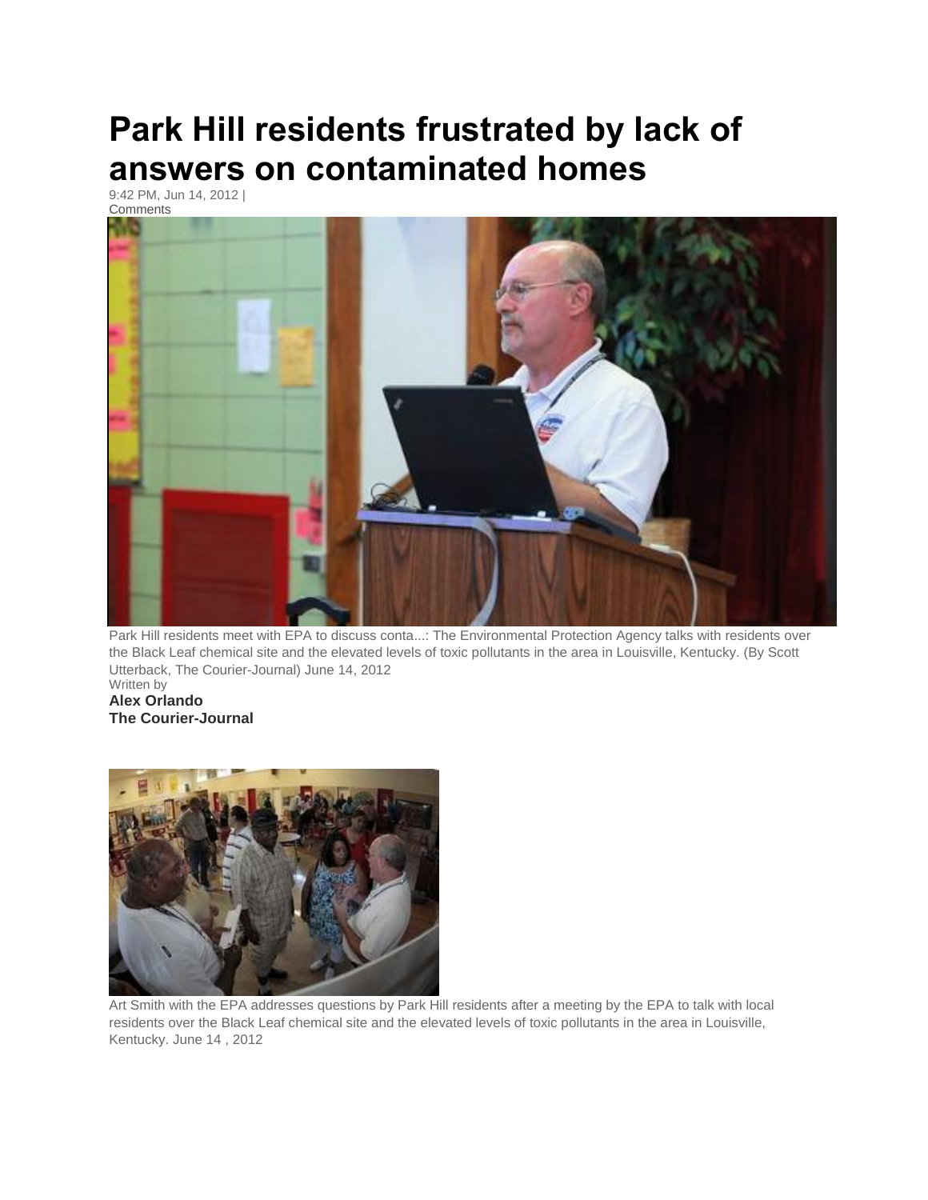# Park Hill residents frustrated by lack of answers on contaminated homes

9:42 PM, Jun 14, 2012 |
Comments

Park Hill residents meet with EPA to discuss conta...: The Environmental Protection Agency talks with residents over the Black Leaf chemical site and the elevated levels of toxic pollutants in the area in Louisville, Kentucky. (By Scott Utterback, The Courier-Journal) June 14, 2012

Written by
**Alex Orlando**
**The Courier-Journal**

Art Smith with the EPA addresses questions by Park Hill residents after a meeting by the EPA to talk with local residents over the Black Leaf chemical site and the elevated levels of toxic pollutants in the area in Louisville, Kentucky. June 14 , 2012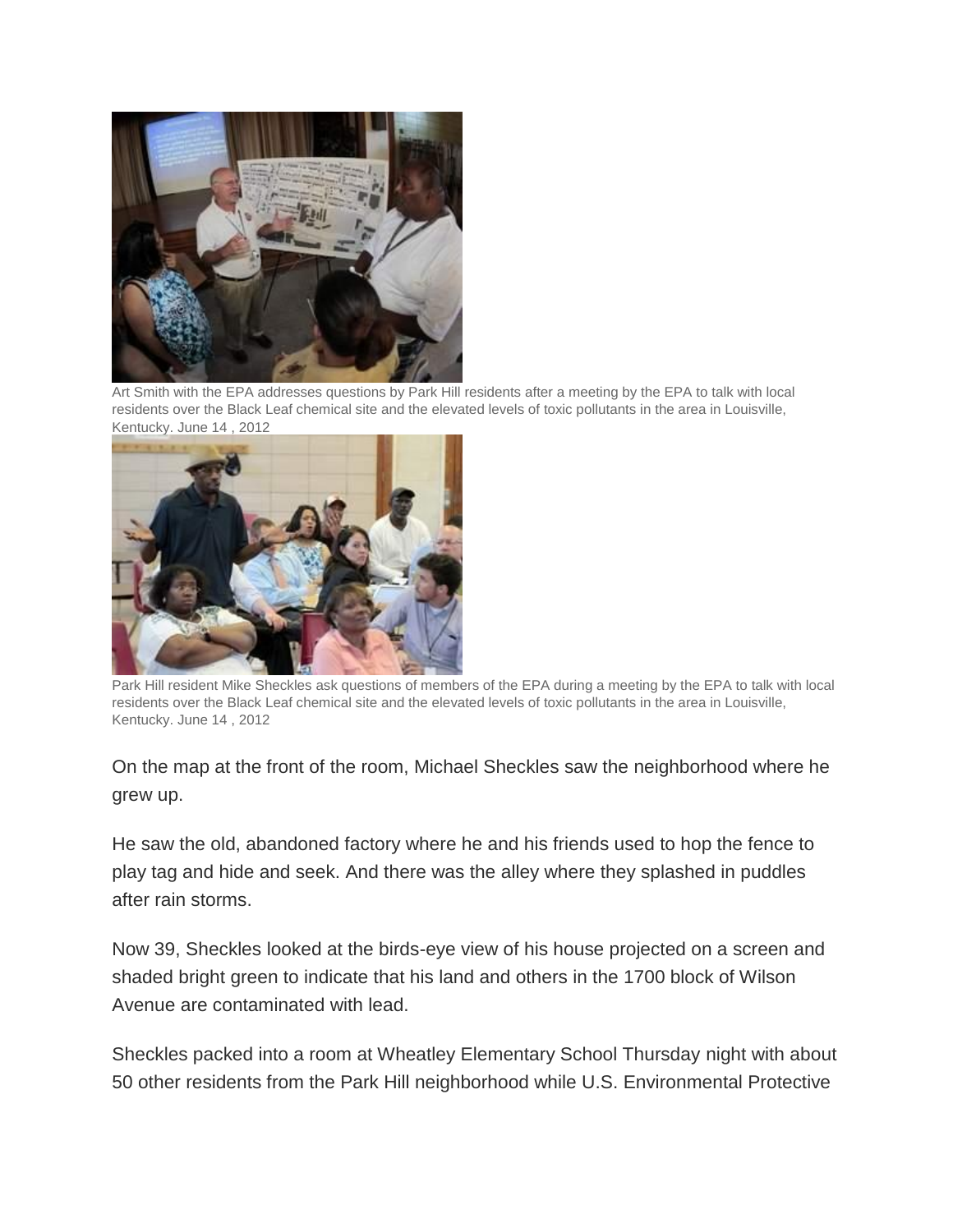Art Smith with the EPA addresses questions by Park Hill residents after a meeting by the EPA to talk with local residents over the Black Leaf chemical site and the elevated levels of toxic pollutants in the area in Louisville, Kentucky. June 14 , 2012

Park Hill resident Mike Sheckles ask questions of members of the EPA during a meeting by the EPA to talk with local residents over the Black Leaf chemical site and the elevated levels of toxic pollutants in the area in Louisville, Kentucky. June 14 , 2012

On the map at the front of the room, Michael Sheckles saw the neighborhood where he grew up.

He saw the old, abandoned factory where he and his friends used to hop the fence to play tag and hide and seek. And there was the alley where they splashed in puddles after rain storms.

Now 39, Sheckles looked at the birds-eye view of his house projected on a screen and shaded bright green to indicate that his land and others in the 1700 block of Wilson Avenue are contaminated with lead.

Sheckles packed into a room at Wheatley Elementary School Thursday night with about 50 other residents from the Park Hill neighborhood while U.S. Environmental Protective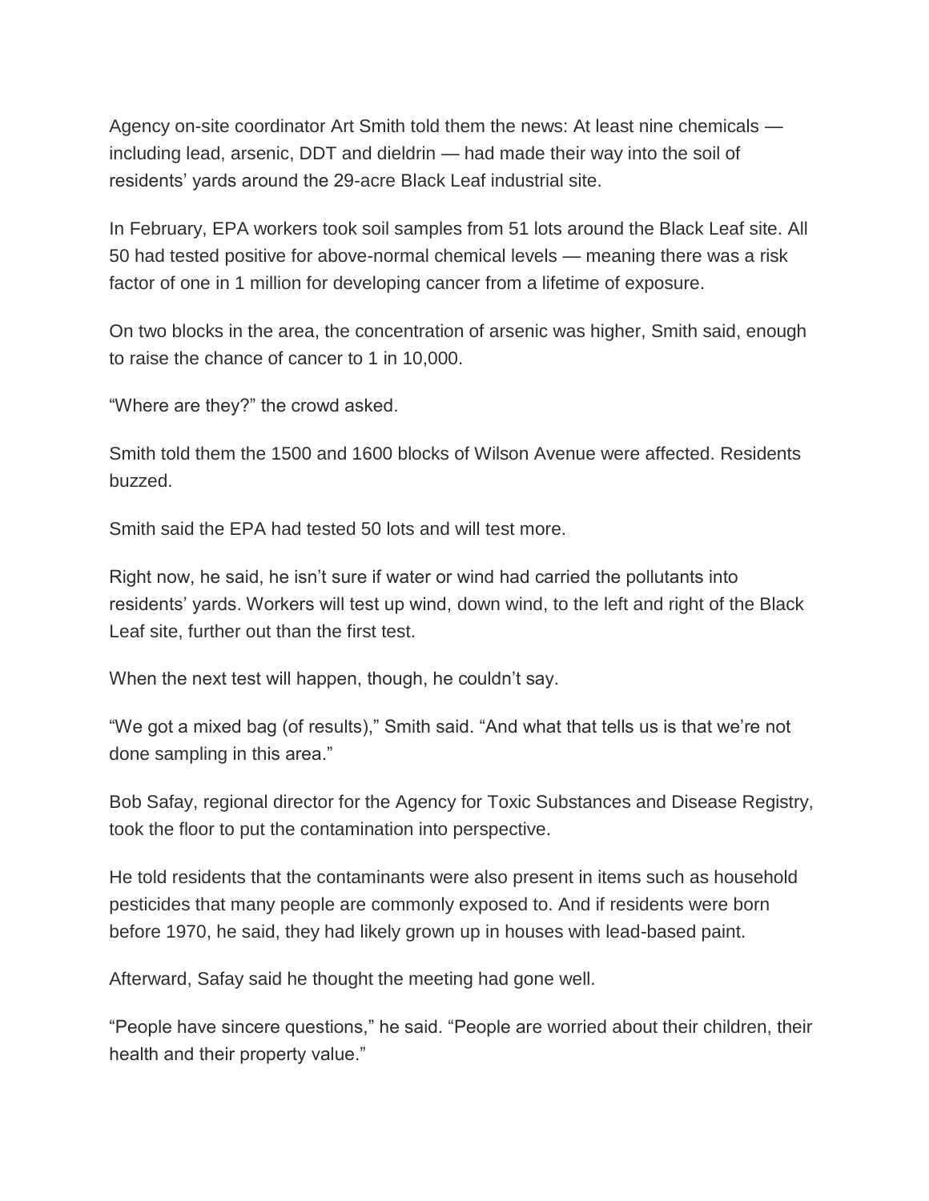Agency on-site coordinator Art Smith told them the news: At least nine chemicals — including lead, arsenic, DDT and dieldrin — had made their way into the soil of residents' yards around the 29-acre Black Leaf industrial site.

In February, EPA workers took soil samples from 51 lots around the Black Leaf site. All 50 had tested positive for above-normal chemical levels — meaning there was a risk factor of one in 1 million for developing cancer from a lifetime of exposure.

On two blocks in the area, the concentration of arsenic was higher, Smith said, enough to raise the chance of cancer to 1 in 10,000.

"Where are they?" the crowd asked.

Smith told them the 1500 and 1600 blocks of Wilson Avenue were affected. Residents buzzed.

Smith said the EPA had tested 50 lots and will test more.

Right now, he said, he isn't sure if water or wind had carried the pollutants into residents' yards. Workers will test up wind, down wind, to the left and right of the Black Leaf site, further out than the first test.

When the next test will happen, though, he couldn't say.

"We got a mixed bag (of results)," Smith said. "And what that tells us is that we're not done sampling in this area."

Bob Safay, regional director for the Agency for Toxic Substances and Disease Registry, took the floor to put the contamination into perspective.

He told residents that the contaminants were also present in items such as household pesticides that many people are commonly exposed to. And if residents were born before 1970, he said, they had likely grown up in houses with lead-based paint.

Afterward, Safay said he thought the meeting had gone well.

"People have sincere questions," he said. "People are worried about their children, their health and their property value."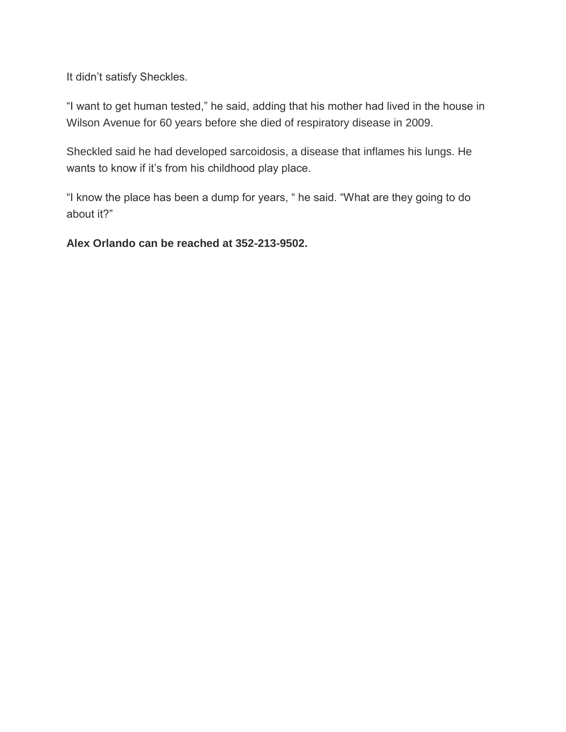It didn’t satisfy Sheckles.

“I want to get human tested,” he said, adding that his mother had lived in the house in Wilson Avenue for 60 years before she died of respiratory disease in 2009.

Sheckled said he had developed sarcoidosis, a disease that inflames his lungs. He wants to know if it’s from his childhood play place.

“I know the place has been a dump for years, “ he said. “What are they going to do about it?”

**Alex Orlando can be reached at 352-213-9502.**